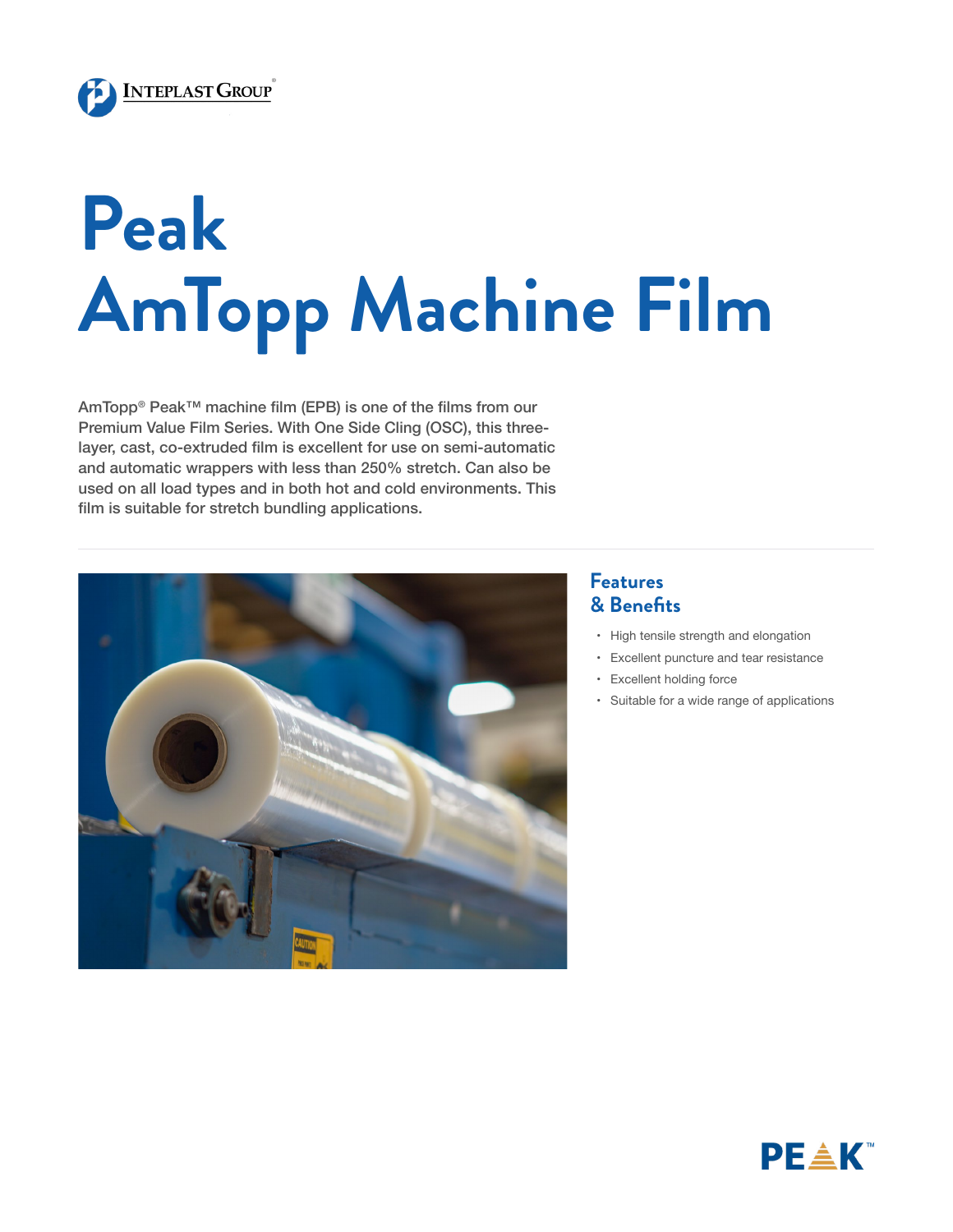# Peak AmTopp Machine Film

AmTopp® Peak™ machine film (EPB) is one of the films from our Premium Value Film Series. With One Side Cling (OSC), this three-layer, cast, co-extruded film is excellent for use on semi-automatic and automatic wrappers with less than 250% stretch. Can also be used on all load types and in both hot and cold environments. This film is suitable for stretch bundling applications.

## Features & Benefits

- High tensile strength and elongation
- Excellent puncture and tear resistance
- Excellent holding force
- Suitable for a wide range of applications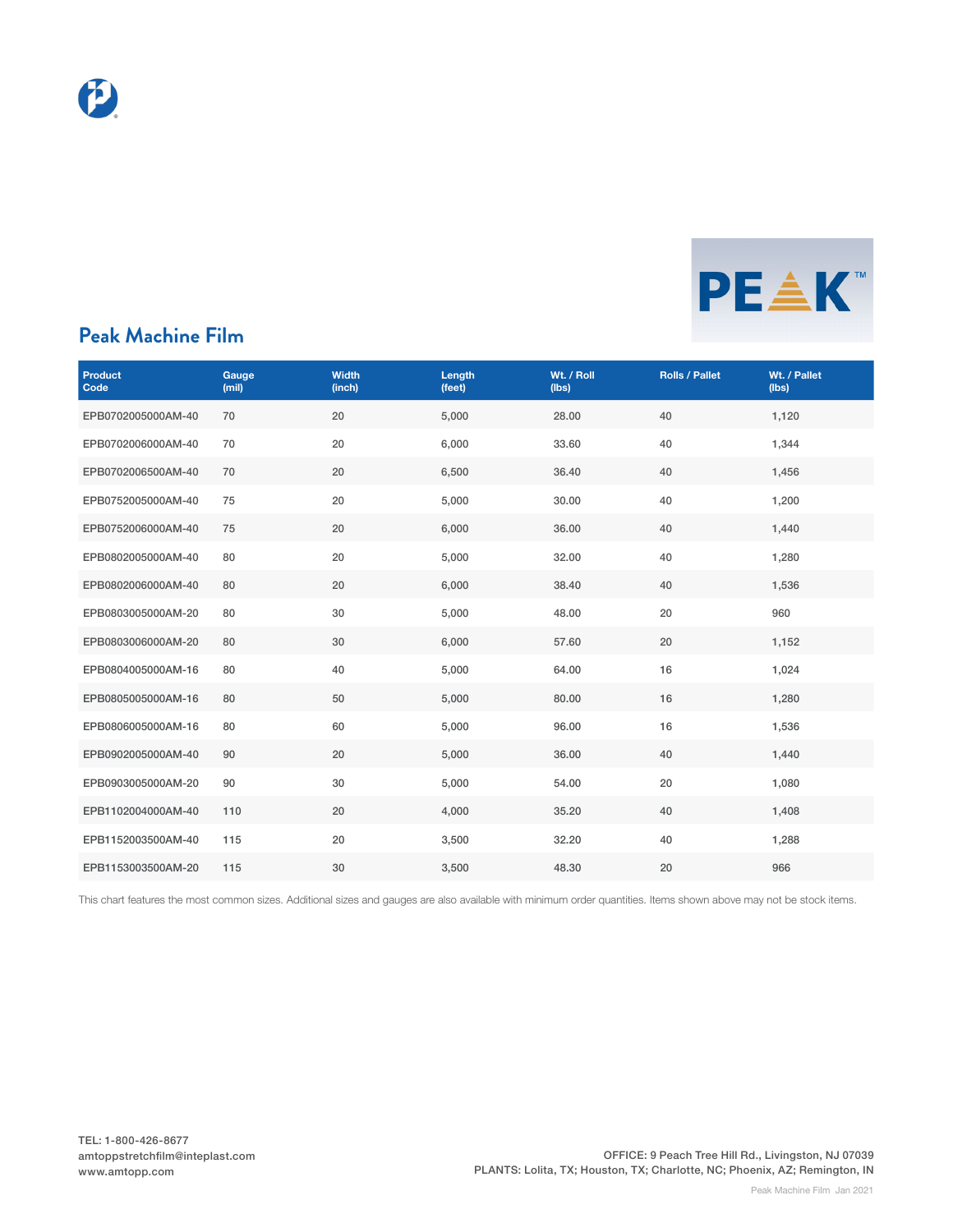PEAK™

## Peak Machine Film

| Product Code | Gauge (mil) | Width (inch) | Length (feet) | Wt. / Roll (lbs) | Rolls / Pallet | Wt. / Pallet (lbs) |
|---|---|---|---|---|---|---|
| EPB0702005000AM-40 | 70 | 20 | 5,000 | 28.00 | 40 | 1,120 |
| EPB0702006000AM-40 | 70 | 20 | 6,000 | 33.60 | 40 | 1,344 |
| EPB0702006500AM-40 | 70 | 20 | 6,500 | 36.40 | 40 | 1,456 |
| EPB0752005000AM-40 | 75 | 20 | 5,000 | 30.00 | 40 | 1,200 |
| EPB0752006000AM-40 | 75 | 20 | 6,000 | 36.00 | 40 | 1,440 |
| EPB0802005000AM-40 | 80 | 20 | 5,000 | 32.00 | 40 | 1,280 |
| EPB0802006000AM-40 | 80 | 20 | 6,000 | 38.40 | 40 | 1,536 |
| EPB0803005000AM-20 | 80 | 30 | 5,000 | 48.00 | 20 | 960 |
| EPB0803006000AM-20 | 80 | 30 | 6,000 | 57.60 | 20 | 1,152 |
| EPB0804005000AM-16 | 80 | 40 | 5,000 | 64.00 | 16 | 1,024 |
| EPB0805005000AM-16 | 80 | 50 | 5,000 | 80.00 | 16 | 1,280 |
| EPB0806005000AM-16 | 80 | 60 | 5,000 | 96.00 | 16 | 1,536 |
| EPB0902005000AM-40 | 90 | 20 | 5,000 | 36.00 | 40 | 1,440 |
| EPB0903005000AM-20 | 90 | 30 | 5,000 | 54.00 | 20 | 1,080 |
| EPB1102004000AM-40 | 110 | 20 | 4,000 | 35.20 | 40 | 1,408 |
| EPB1152003500AM-40 | 115 | 20 | 3,500 | 32.20 | 40 | 1,288 |
| EPB1153003500AM-20 | 115 | 30 | 3,500 | 48.30 | 20 | 966 |

This chart features the most common sizes. Additional sizes and gauges are also available with minimum order quantities. Items shown above may not be stock items.

TEL: 1-800-426-8677
amtoppstretchfilm@inteplast.com
www.amtopp.com

OFFICE: 9 Peach Tree Hill Rd., Livingston, NJ 07039
PLANTS: Lolita, TX; Houston, TX; Charlotte, NC; Phoenix, AZ; Remington, IN

Peak Machine Film Jan 2021